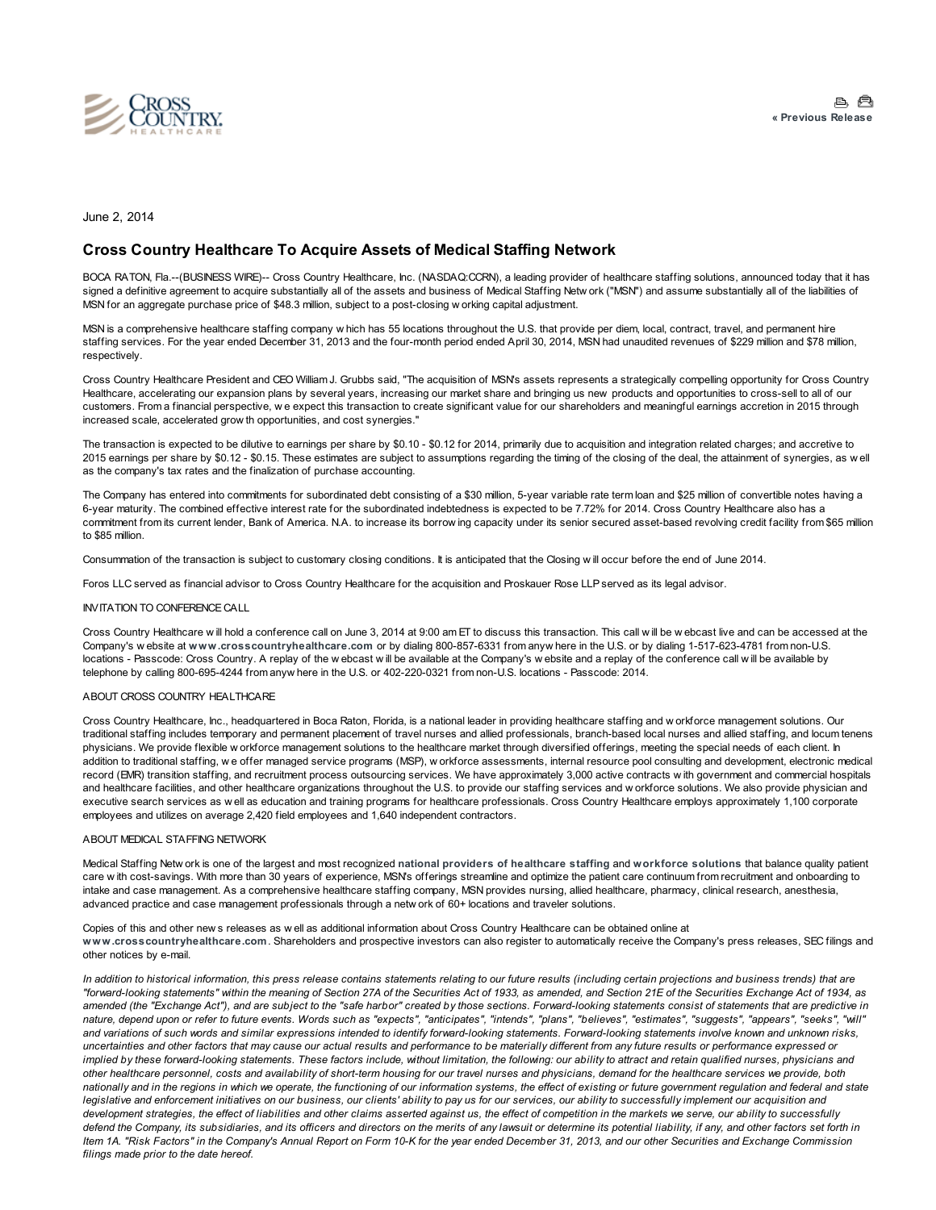« Previous Release

June 2, 2014

## Cross Country Healthcare To Acquire Assets of Medical Staffing Network

BOCA RATON, Fla.--(BUSINESS WIRE)-- Cross Country Healthcare, Inc. (NASDAQ:CCRN), a leading provider of healthcare staffing solutions, announced today that it has signed a definitive agreement to acquire substantially all of the assets and business of Medical Staffing Network ("MSN") and assume substantially all of the liabilities of MSN for an aggregate purchase price of $48.3 million, subject to a post-closing working capital adjustment.

MSN is a comprehensive healthcare staffing company which has 55 locations throughout the U.S. that provide per diem, local, contract, travel, and permanent hire staffing services. For the year ended December 31, 2013 and the four-month period ended April 30, 2014, MSN had unaudited revenues of $229 million and $78 million, respectively.

Cross Country Healthcare President and CEO William J. Grubbs said, "The acquisition of MSN's assets represents a strategically compelling opportunity for Cross Country Healthcare, accelerating our expansion plans by several years, increasing our market share and bringing us new products and opportunities to cross-sell to all of our customers. From a financial perspective, we expect this transaction to create significant value for our shareholders and meaningful earnings accretion in 2015 through increased scale, accelerated growth opportunities, and cost synergies."

The transaction is expected to be dilutive to earnings per share by $0.10 - $0.12 for 2014, primarily due to acquisition and integration related charges; and accretive to 2015 earnings per share by $0.12 - $0.15. These estimates are subject to assumptions regarding the timing of the closing of the deal, the attainment of synergies, as well as the company's tax rates and the finalization of purchase accounting.

The Company has entered into commitments for subordinated debt consisting of a $30 million, 5-year variable rate term loan and $25 million of convertible notes having a 6-year maturity. The combined effective interest rate for the subordinated indebtedness is expected to be 7.72% for 2014. Cross Country Healthcare also has a commitment from its current lender, Bank of America. N.A. to increase its borrowing capacity under its senior secured asset-based revolving credit facility from $65 million to $85 million.

Consummation of the transaction is subject to customary closing conditions. It is anticipated that the Closing will occur before the end of June 2014.

Foros LLC served as financial advisor to Cross Country Healthcare for the acquisition and Proskauer Rose LLP served as its legal advisor.

INVITATION TO CONFERENCE CALL

Cross Country Healthcare will hold a conference call on June 3, 2014 at 9:00 am ET to discuss this transaction. This call will be webcast live and can be accessed at the Company's website at **www.crosscountryhealthcare.com** or by dialing 800-857-6331 from anywhere in the U.S. or by dialing 1-517-623-4781 from non-U.S. locations - Passcode: Cross Country. A replay of the webcast will be available at the Company's website and a replay of the conference call will be available by telephone by calling 800-695-4244 from anywhere in the U.S. or 402-220-0321 from non-U.S. locations - Passcode: 2014.

ABOUT CROSS COUNTRY HEALTHCARE

Cross Country Healthcare, Inc., headquartered in Boca Raton, Florida, is a national leader in providing healthcare staffing and workforce management solutions. Our traditional staffing includes temporary and permanent placement of travel nurses and allied professionals, branch-based local nurses and allied staffing, and locum tenens physicians. We provide flexible workforce management solutions to the healthcare market through diversified offerings, meeting the special needs of each client. In addition to traditional staffing, we offer managed service programs (MSP), workforce assessments, internal resource pool consulting and development, electronic medical record (EMR) transition staffing, and recruitment process outsourcing services. We have approximately 3,000 active contracts with government and commercial hospitals and healthcare facilities, and other healthcare organizations throughout the U.S. to provide our staffing services and workforce solutions. We also provide physician and executive search services as well as education and training programs for healthcare professionals. Cross Country Healthcare employs approximately 1,100 corporate employees and utilizes on average 2,420 field employees and 1,640 independent contractors.

ABOUT MEDICAL STAFFING NETWORK

Medical Staffing Network is one of the largest and most recognized **national providers of healthcare staffing** and **workforce solutions** that balance quality patient care with cost-savings. With more than 30 years of experience, MSN's offerings streamline and optimize the patient care continuum from recruitment and onboarding to intake and case management. As a comprehensive healthcare staffing company, MSN provides nursing, allied healthcare, pharmacy, clinical research, anesthesia, advanced practice and case management professionals through a network of 60+ locations and traveler solutions.

Copies of this and other news releases as well as additional information about Cross Country Healthcare can be obtained online at **www.crosscountryhealthcare.com**. Shareholders and prospective investors can also register to automatically receive the Company's press releases, SEC filings and other notices by e-mail.

*In addition to historical information, this press release contains statements relating to our future results (including certain projections and business trends) that are "forward-looking statements" within the meaning of Section 27A of the Securities Act of 1933, as amended, and Section 21E of the Securities Exchange Act of 1934, as amended (the "Exchange Act"), and are subject to the "safe harbor" created by those sections. Forward-looking statements consist of statements that are predictive in nature, depend upon or refer to future events. Words such as "expects", "anticipates", "intends", "plans", "believes", "estimates", "suggests", "appears", "seeks", "will" and variations of such words and similar expressions intended to identify forward-looking statements. Forward-looking statements involve known and unknown risks, uncertainties and other factors that may cause our actual results and performance to be materially different from any future results or performance expressed or implied by these forward-looking statements. These factors include, without limitation, the following: our ability to attract and retain qualified nurses, physicians and other healthcare personnel, costs and availability of short-term housing for our travel nurses and physicians, demand for the healthcare services we provide, both nationally and in the regions in which we operate, the functioning of our information systems, the effect of existing or future government regulation and federal and state legislative and enforcement initiatives on our business, our clients' ability to pay us for our services, our ability to successfully implement our acquisition and development strategies, the effect of liabilities and other claims asserted against us, the effect of competition in the markets we serve, our ability to successfully defend the Company, its subsidiaries, and its officers and directors on the merits of any lawsuit or determine its potential liability, if any, and other factors set forth in Item 1A. "Risk Factors" in the Company's Annual Report on Form 10-K for the year ended December 31, 2013, and our other Securities and Exchange Commission filings made prior to the date hereof.*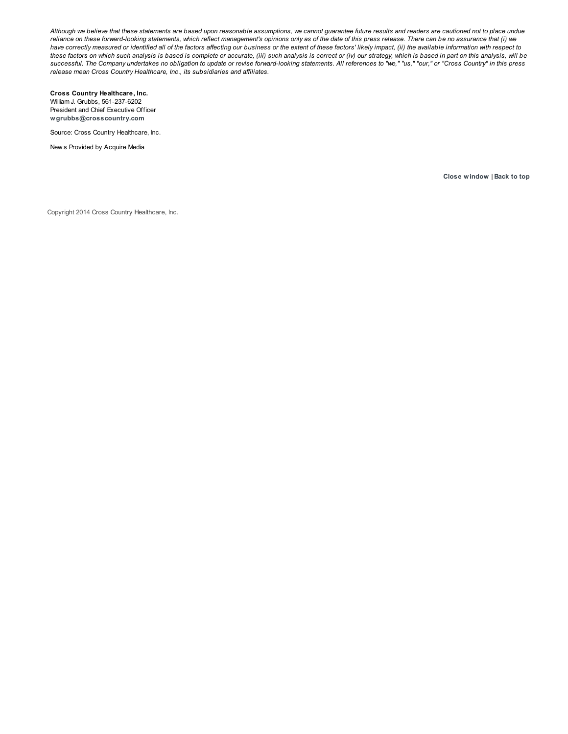*Although we believe that these statements are based upon reasonable assumptions, we cannot guarantee future results and readers are cautioned not to place undue reliance on these forward-looking statements, which reflect management's opinions only as of the date of this press release. There can be no assurance that (i) we have correctly measured or identified all of the factors affecting our business or the extent of these factors' likely impact, (ii) the available information with respect to these factors on which such analysis is based is complete or accurate, (iii) such analysis is correct or (iv) our strategy, which is based in part on this analysis, will be successful. The Company undertakes no obligation to update or revise forward-looking statements. All references to "we," "us," "our," or "Cross Country" in this press release mean Cross Country Healthcare, Inc., its subsidiaries and affiliates.*

**Cross Country Healthcare, Inc.**
William J. Grubbs, 561-237-6202
President and Chief Executive Officer
**wgrubbs@crosscountry.com**

Source: Cross Country Healthcare, Inc.

News Provided by Acquire Media

**Close window | Back to top**

Copyright 2014 Cross Country Healthcare, Inc.